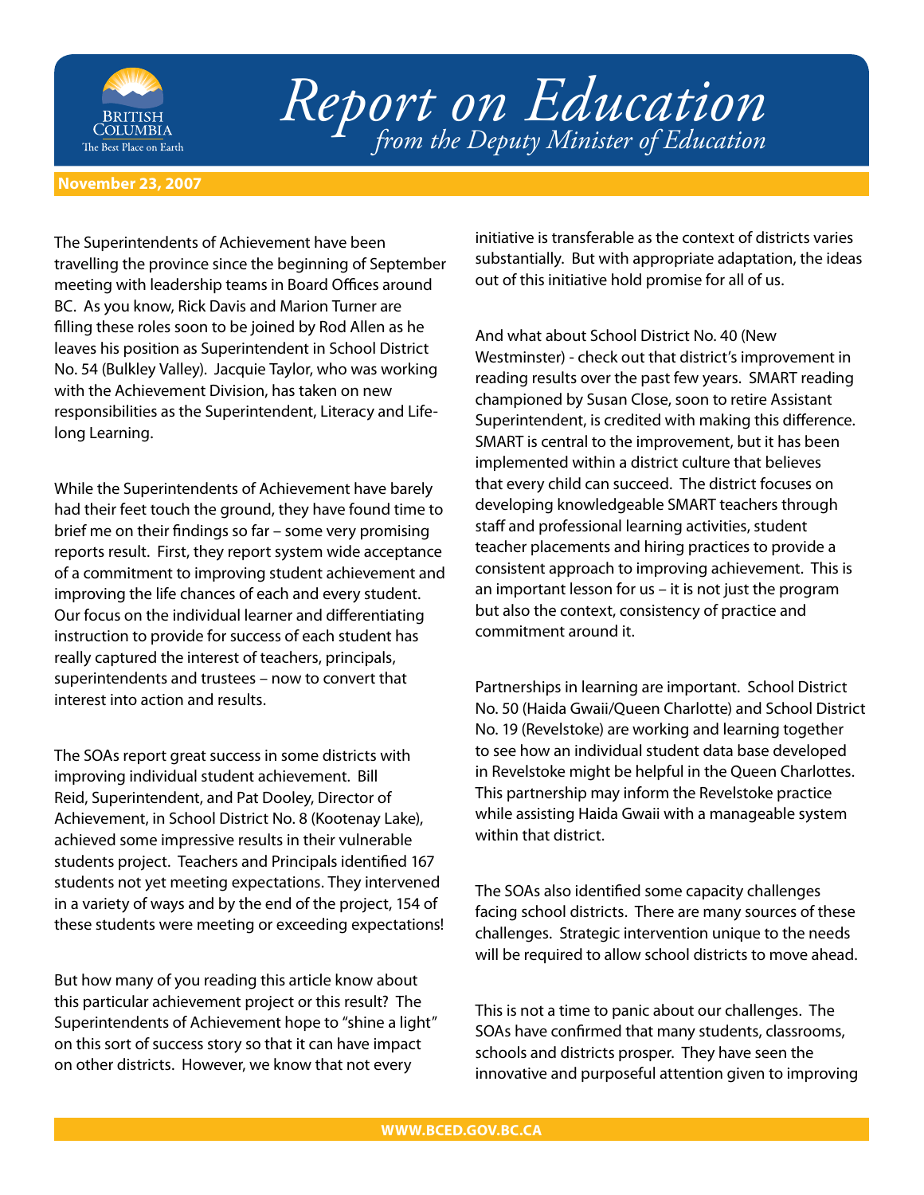# Report on Education

*from the Deputy Minister of Education*

**November 23, 2007**

The Superintendents of Achievement have been travelling the province since the beginning of September meeting with leadership teams in Board Offices around BC. As you know, Rick Davis and Marion Turner are filling these roles soon to be joined by Rod Allen as he leaves his position as Superintendent in School District No. 54 (Bulkley Valley). Jacquie Taylor, who was working with the Achievement Division, has taken on new responsibilities as the Superintendent, Literacy and Life-long Learning.

While the Superintendents of Achievement have barely had their feet touch the ground, they have found time to brief me on their findings so far – some very promising reports result. First, they report system wide acceptance of a commitment to improving student achievement and improving the life chances of each and every student. Our focus on the individual learner and differentiating instruction to provide for success of each student has really captured the interest of teachers, principals, superintendents and trustees – now to convert that interest into action and results.

The SOAs report great success in some districts with improving individual student achievement. Bill Reid, Superintendent, and Pat Dooley, Director of Achievement, in School District No. 8 (Kootenay Lake), achieved some impressive results in their vulnerable students project. Teachers and Principals identified 167 students not yet meeting expectations. They intervened in a variety of ways and by the end of the project, 154 of these students were meeting or exceeding expectations!

But how many of you reading this article know about this particular achievement project or this result? The Superintendents of Achievement hope to "shine a light" on this sort of success story so that it can have impact on other districts. However, we know that not every initiative is transferable as the context of districts varies substantially. But with appropriate adaptation, the ideas out of this initiative hold promise for all of us.

And what about School District No. 40 (New Westminster) - check out that district's improvement in reading results over the past few years. SMART reading championed by Susan Close, soon to retire Assistant Superintendent, is credited with making this difference. SMART is central to the improvement, but it has been implemented within a district culture that believes that every child can succeed. The district focuses on developing knowledgeable SMART teachers through staff and professional learning activities, student teacher placements and hiring practices to provide a consistent approach to improving achievement. This is an important lesson for us – it is not just the program but also the context, consistency of practice and commitment around it.

Partnerships in learning are important. School District No. 50 (Haida Gwaii/Queen Charlotte) and School District No. 19 (Revelstoke) are working and learning together to see how an individual student data base developed in Revelstoke might be helpful in the Queen Charlottes. This partnership may inform the Revelstoke practice while assisting Haida Gwaii with a manageable system within that district.

The SOAs also identified some capacity challenges facing school districts. There are many sources of these challenges. Strategic intervention unique to the needs will be required to allow school districts to move ahead.

This is not a time to panic about our challenges. The SOAs have confirmed that many students, classrooms, schools and districts prosper. They have seen the innovative and purposeful attention given to improving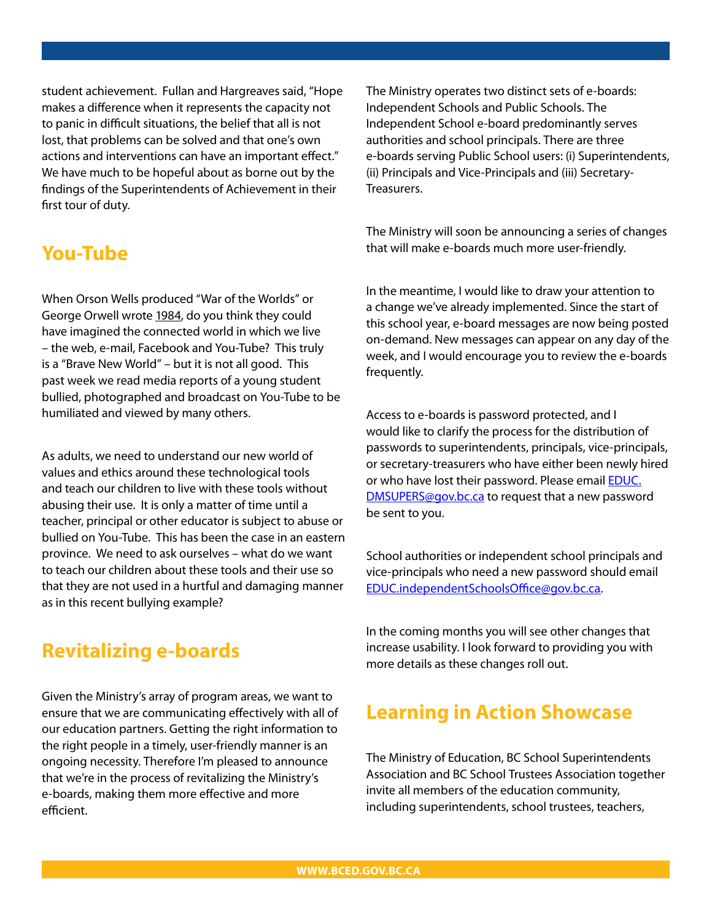student achievement. Fullan and Hargreaves said, "Hope makes a difference when it represents the capacity not to panic in difficult situations, the belief that all is not lost, that problems can be solved and that one's own actions and interventions can have an important effect." We have much to be hopeful about as borne out by the findings of the Superintendents of Achievement in their first tour of duty.

## You-Tube

When Orson Wells produced "War of the Worlds" or George Orwell wrote 1984, do you think they could have imagined the connected world in which we live – the web, e-mail, Facebook and You-Tube? This truly is a "Brave New World" – but it is not all good. This past week we read media reports of a young student bullied, photographed and broadcast on You-Tube to be humiliated and viewed by many others.

As adults, we need to understand our new world of values and ethics around these technological tools and teach our children to live with these tools without abusing their use. It is only a matter of time until a teacher, principal or other educator is subject to abuse or bullied on You-Tube. This has been the case in an eastern province. We need to ask ourselves – what do we want to teach our children about these tools and their use so that they are not used in a hurtful and damaging manner as in this recent bullying example?

## Revitalizing e-boards

Given the Ministry's array of program areas, we want to ensure that we are communicating effectively with all of our education partners. Getting the right information to the right people in a timely, user-friendly manner is an ongoing necessity. Therefore I'm pleased to announce that we're in the process of revitalizing the Ministry's e-boards, making them more effective and more efficient.

The Ministry operates two distinct sets of e-boards: Independent Schools and Public Schools. The Independent School e-board predominantly serves authorities and school principals. There are three e-boards serving Public School users: (i) Superintendents, (ii) Principals and Vice-Principals and (iii) Secretary-Treasurers.

The Ministry will soon be announcing a series of changes that will make e-boards much more user-friendly.

In the meantime, I would like to draw your attention to a change we've already implemented. Since the start of this school year, e-board messages are now being posted on-demand. New messages can appear on any day of the week, and I would encourage you to review the e-boards frequently.

Access to e-boards is password protected, and I would like to clarify the process for the distribution of passwords to superintendents, principals, vice-principals, or secretary-treasurers who have either been newly hired or who have lost their password. Please email EDUC.DMSUPERS@gov.bc.ca to request that a new password be sent to you.

School authorities or independent school principals and vice-principals who need a new password should email EDUC.independentSchoolsOffice@gov.bc.ca.

In the coming months you will see other changes that increase usability. I look forward to providing you with more details as these changes roll out.

## Learning in Action Showcase

The Ministry of Education, BC School Superintendents Association and BC School Trustees Association together invite all members of the education community, including superintendents, school trustees, teachers,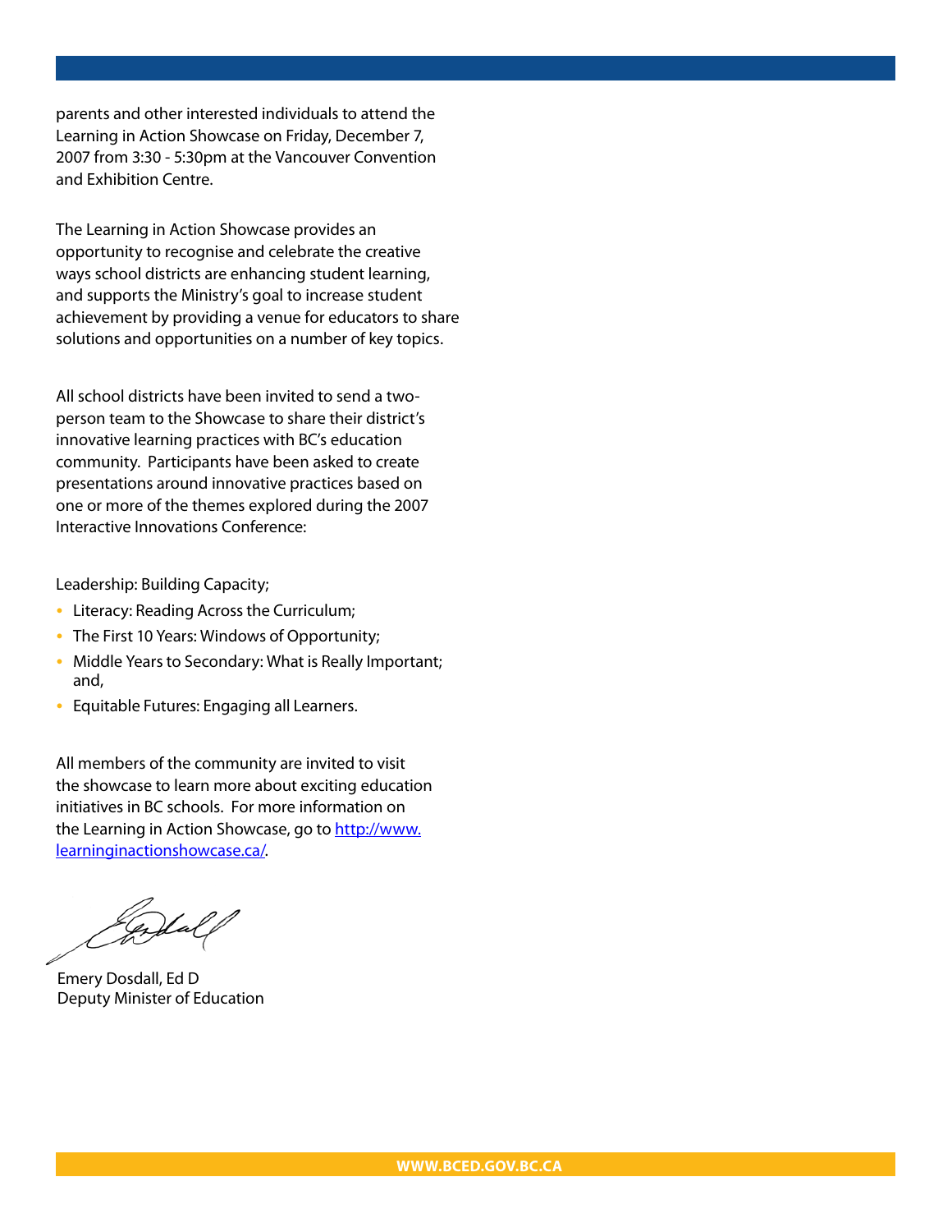parents and other interested individuals to attend the Learning in Action Showcase on Friday, December 7, 2007 from 3:30 - 5:30pm at the Vancouver Convention and Exhibition Centre.

The Learning in Action Showcase provides an opportunity to recognise and celebrate the creative ways school districts are enhancing student learning, and supports the Ministry's goal to increase student achievement by providing a venue for educators to share solutions and opportunities on a number of key topics.

All school districts have been invited to send a two-person team to the Showcase to share their district's innovative learning practices with BC's education community. Participants have been asked to create presentations around innovative practices based on one or more of the themes explored during the 2007 Interactive Innovations Conference:

Leadership: Building Capacity;

- Literacy: Reading Across the Curriculum;
- The First 10 Years: Windows of Opportunity;
- Middle Years to Secondary: What is Really Important; and,
- Equitable Futures: Engaging all Learners.

All members of the community are invited to visit the showcase to learn more about exciting education initiatives in BC schools. For more information on the Learning in Action Showcase, go to [http://www.learninginactionshowcase.ca/](http://www.learninginactionshowcase.ca/).

Emery Dosdall, Ed D
Deputy Minister of Education

WWW.BCED.GOV.BC.CA